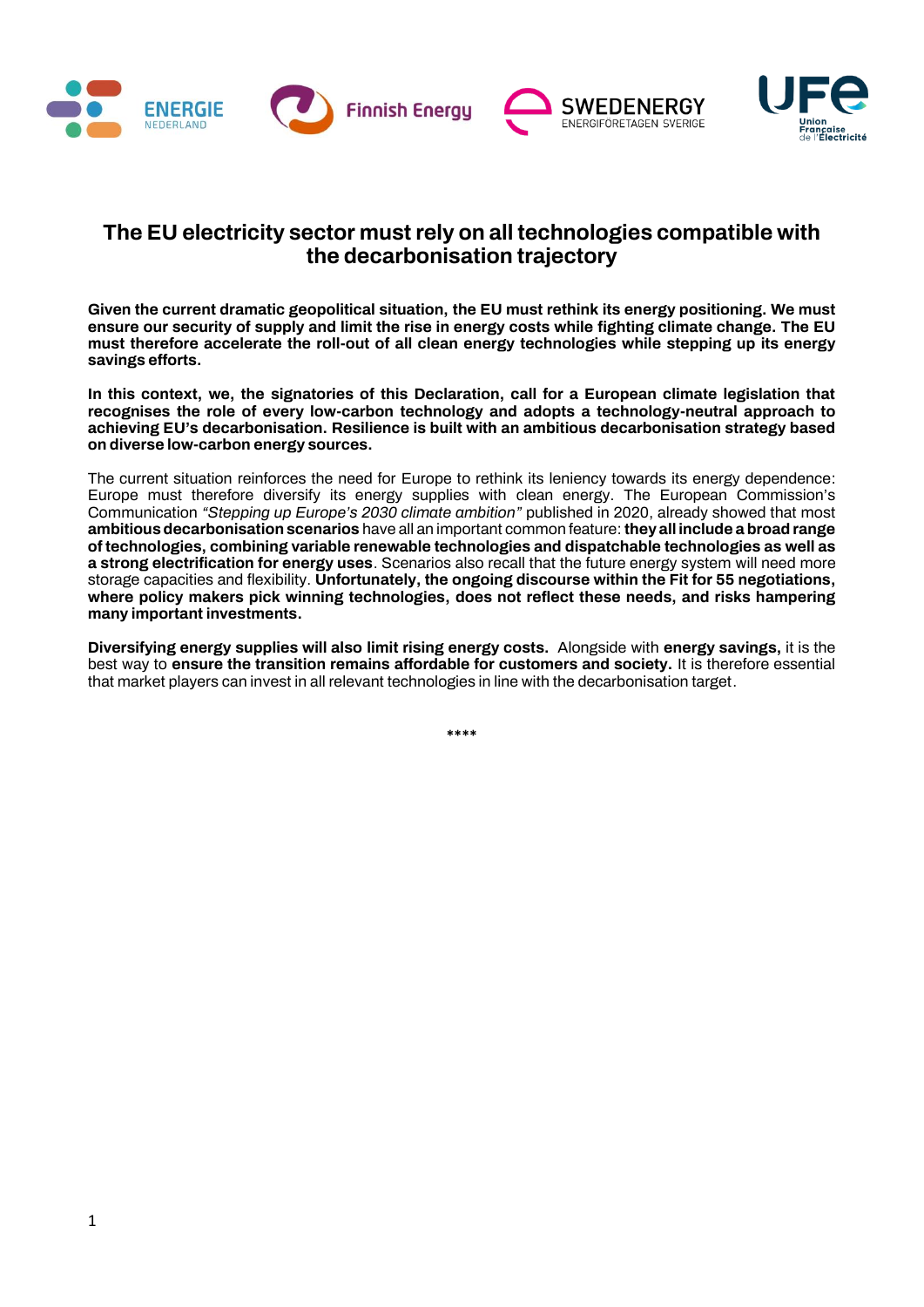# The EU electricity sector must rely on all technologies compatible with the decarbonisation trajectory

**Given the current dramatic geopolitical situation, the EU must rethink its energy positioning. We must ensure our security of supply and limit the rise in energy costs while fighting climate change. The EU must therefore accelerate the roll-out of all clean energy technologies while stepping up its energy savings efforts.**

**In this context, we, the signatories of this Declaration, call for a European climate legislation that recognises the role of every low-carbon technology and adopts a technology-neutral approach to achieving EU's decarbonisation. Resilience is built with an ambitious decarbonisation strategy based on diverse low-carbon energy sources.**

The current situation reinforces the need for Europe to rethink its leniency towards its energy dependence: Europe must therefore diversify its energy supplies with clean energy. The European Commission's Communication *"Stepping up Europe's 2030 climate ambition"* published in 2020, already showed that most **ambitious decarbonisation scenarios** have all an important common feature: **they all include a broad range of technologies, combining variable renewable technologies and dispatchable technologies as well as a strong electrification for energy uses**. Scenarios also recall that the future energy system will need more storage capacities and flexibility. **Unfortunately, the ongoing discourse within the Fit for 55 negotiations, where policy makers pick winning technologies, does not reflect these needs, and risks hampering many important investments.**

**Diversifying energy supplies will also limit rising energy costs.** Alongside with **energy savings,** it is the best way to **ensure the transition remains affordable for customers and society.** It is therefore essential that market players can invest in all relevant technologies in line with the decarbonisation target.

****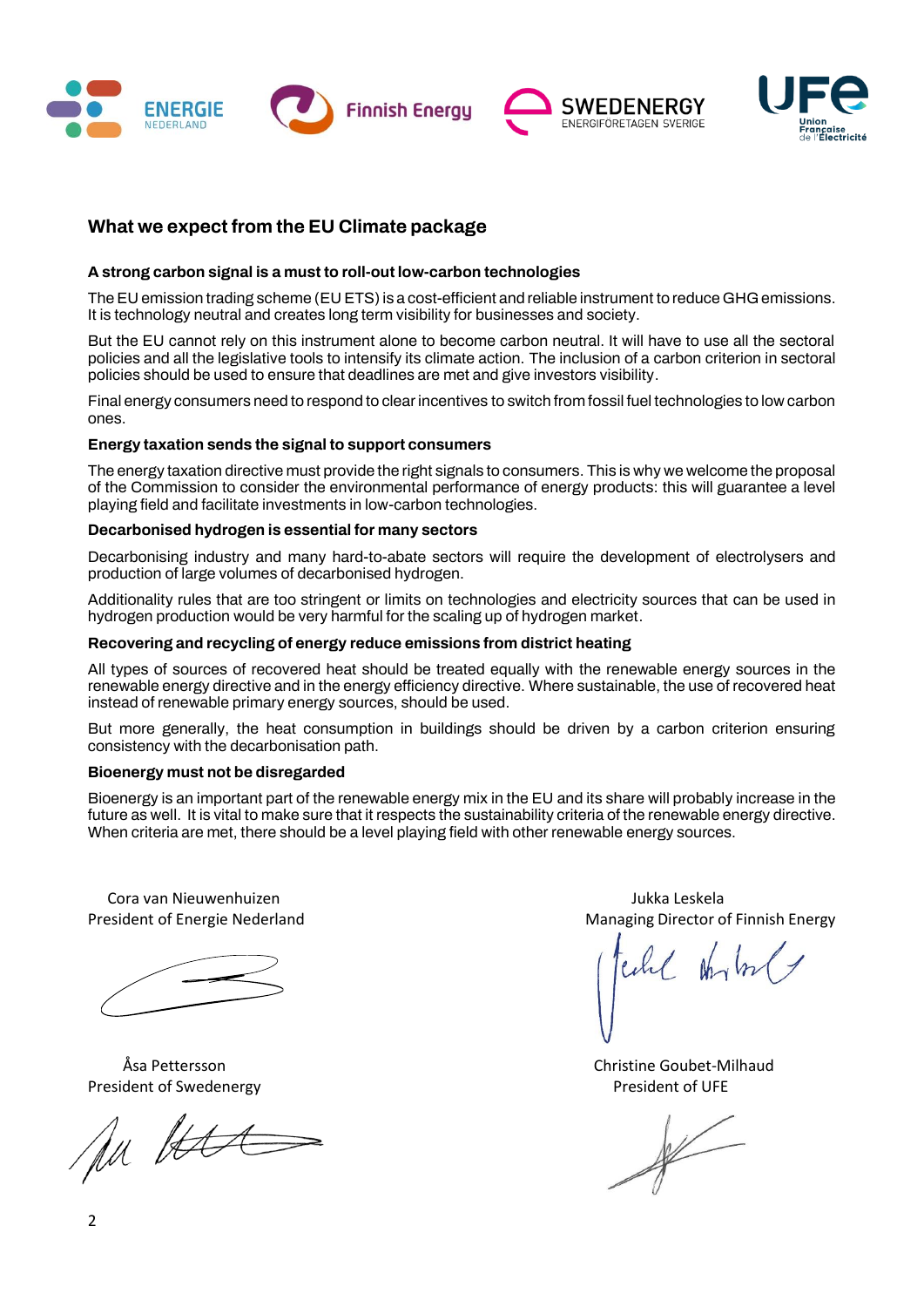ENERGIE NEDERLAND

Finnish Energy

SWEDENERGY ENERGIFÖRETAGEN SVERIGE

UFE Union Française de l'Électricité

## What we expect from the EU Climate package

**A strong carbon signal is a must to roll-out low-carbon technologies**

The EU emission trading scheme (EU ETS) is a cost-efficient and reliable instrument to reduce GHG emissions. It is technology neutral and creates long term visibility for businesses and society.

But the EU cannot rely on this instrument alone to become carbon neutral. It will have to use all the sectoral policies and all the legislative tools to intensify its climate action. The inclusion of a carbon criterion in sectoral policies should be used to ensure that deadlines are met and give investors visibility.

Final energy consumers need to respond to clear incentives to switch from fossil fuel technologies to low carbon ones.

**Energy taxation sends the signal to support consumers**

The energy taxation directive must provide the right signals to consumers. This is why we welcome the proposal of the Commission to consider the environmental performance of energy products: this will guarantee a level playing field and facilitate investments in low-carbon technologies.

**Decarbonised hydrogen is essential for many sectors**

Decarbonising industry and many hard-to-abate sectors will require the development of electrolysers and production of large volumes of decarbonised hydrogen.

Additionality rules that are too stringent or limits on technologies and electricity sources that can be used in hydrogen production would be very harmful for the scaling up of hydrogen market.

**Recovering and recycling of energy reduce emissions from district heating**

All types of sources of recovered heat should be treated equally with the renewable energy sources in the renewable energy directive and in the energy efficiency directive. Where sustainable, the use of recovered heat instead of renewable primary energy sources, should be used.

But more generally, the heat consumption in buildings should be driven by a carbon criterion ensuring consistency with the decarbonisation path.

**Bioenergy must not be disregarded**

Bioenergy is an important part of the renewable energy mix in the EU and its share will probably increase in the future as well. It is vital to make sure that it respects the sustainability criteria of the renewable energy directive. When criteria are met, there should be a level playing field with other renewable energy sources.

Cora van Nieuwenhuizen
President of Energie Nederland

Jukka Leskela
Managing Director of Finnish Energy

Åsa Pettersson
President of Swedenergy

Christine Goubet-Milhaud
President of UFE